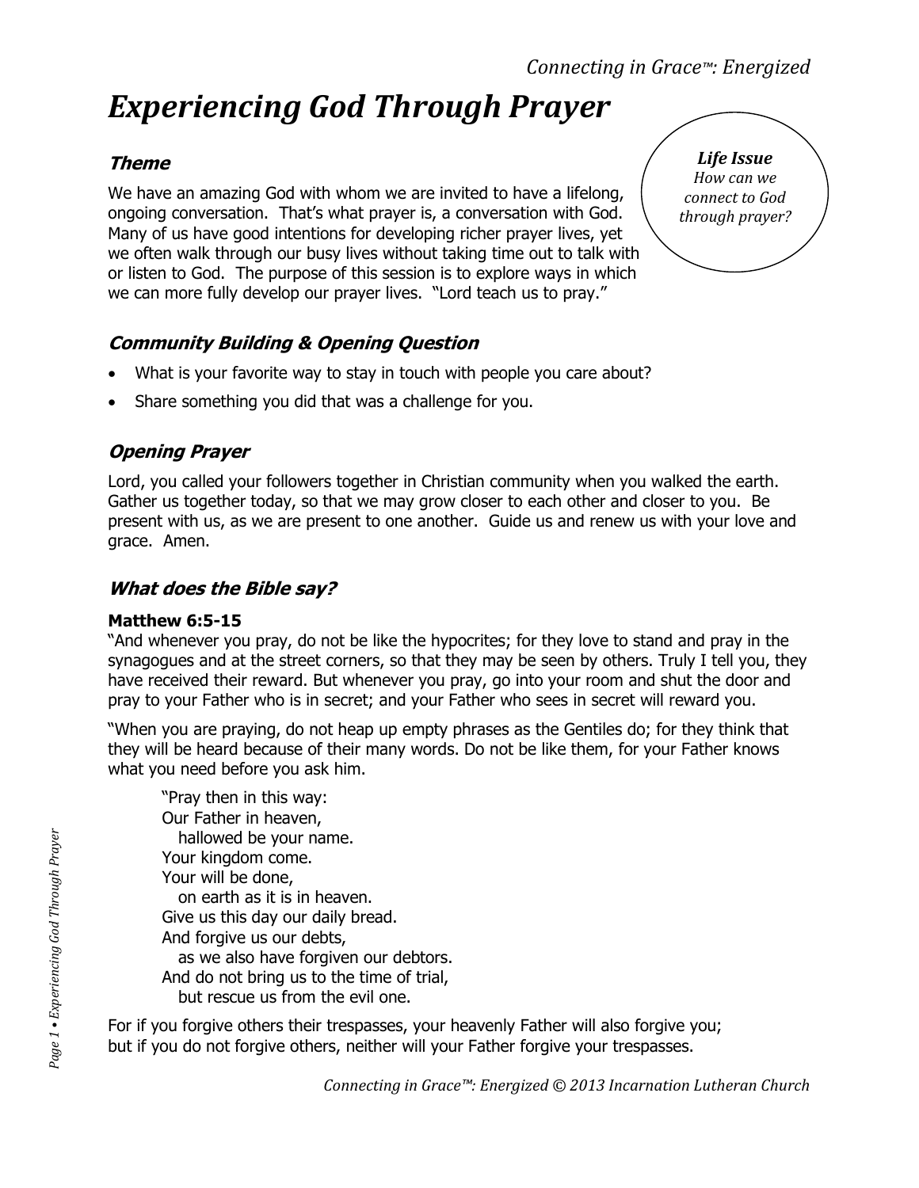# *Experiencing God Through Prayer*

***Life Issue***
*How can we connect to God through prayer?*

### Theme

We have an amazing God with whom we are invited to have a lifelong, ongoing conversation. That's what prayer is, a conversation with God. Many of us have good intentions for developing richer prayer lives, yet we often walk through our busy lives without taking time out to talk with or listen to God. The purpose of this session is to explore ways in which we can more fully develop our prayer lives. "Lord teach us to pray."

### Community Building & Opening Question

- What is your favorite way to stay in touch with people you care about?
- Share something you did that was a challenge for you.

### Opening Prayer

Lord, you called your followers together in Christian community when you walked the earth. Gather us together today, so that we may grow closer to each other and closer to you. Be present with us, as we are present to one another. Guide us and renew us with your love and grace. Amen.

### What does the Bible say?

**Matthew 6:5-15**

"And whenever you pray, do not be like the hypocrites; for they love to stand and pray in the synagogues and at the street corners, so that they may be seen by others. Truly I tell you, they have received their reward. But whenever you pray, go into your room and shut the door and pray to your Father who is in secret; and your Father who sees in secret will reward you.

"When you are praying, do not heap up empty phrases as the Gentiles do; for they think that they will be heard because of their many words. Do not be like them, for your Father knows what you need before you ask him.

> "Pray then in this way:
> Our Father in heaven,
>   hallowed be your name.
> Your kingdom come.
> Your will be done,
>   on earth as it is in heaven.
> Give us this day our daily bread.
> And forgive us our debts,
>   as we also have forgiven our debtors.
> And do not bring us to the time of trial,
>   but rescue us from the evil one.

For if you forgive others their trespasses, your heavenly Father will also forgive you; but if you do not forgive others, neither will your Father forgive your trespasses.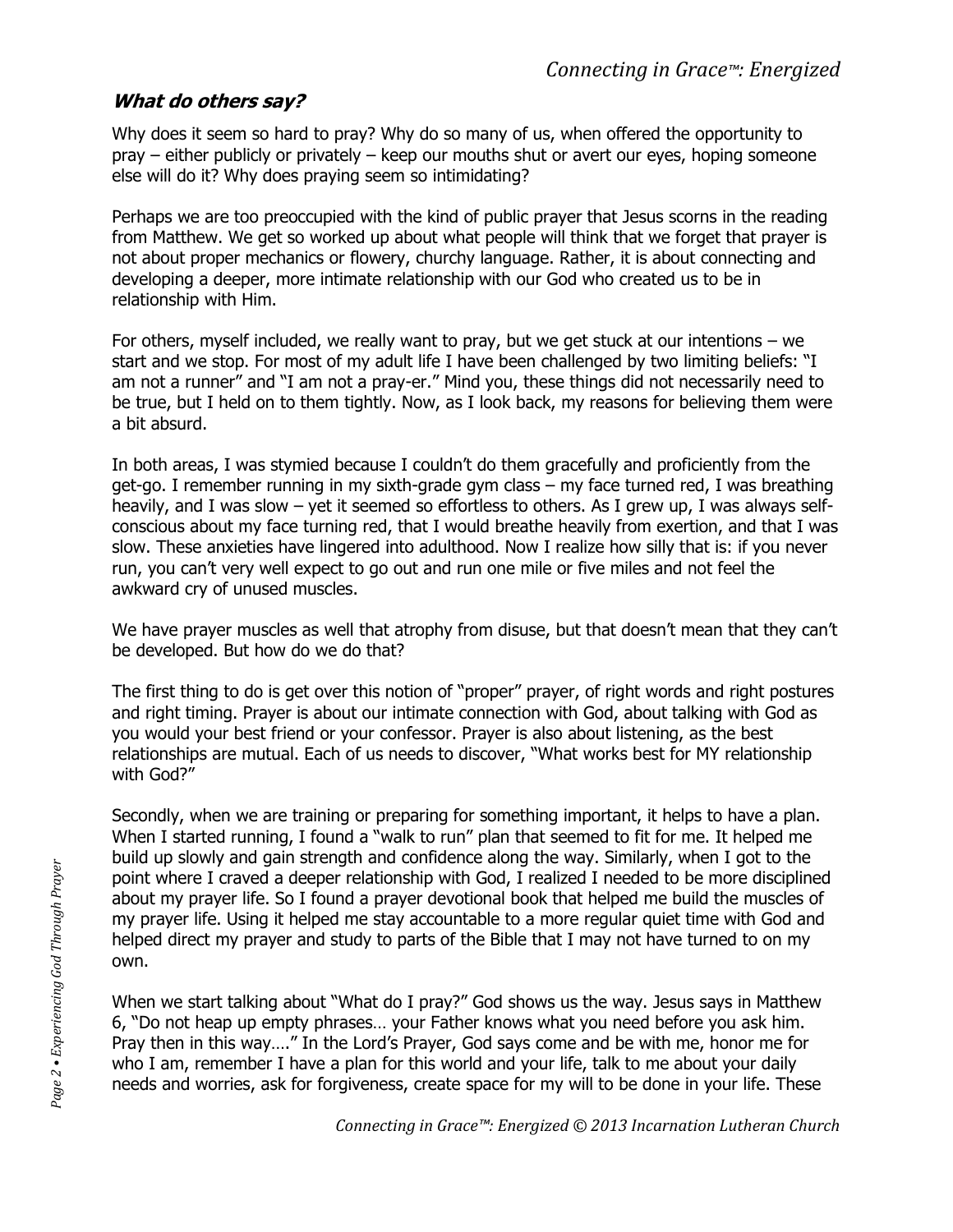## ***What do others say?***

Why does it seem so hard to pray? Why do so many of us, when offered the opportunity to pray – either publicly or privately – keep our mouths shut or avert our eyes, hoping someone else will do it? Why does praying seem so intimidating?

Perhaps we are too preoccupied with the kind of public prayer that Jesus scorns in the reading from Matthew. We get so worked up about what people will think that we forget that prayer is not about proper mechanics or flowery, churchy language. Rather, it is about connecting and developing a deeper, more intimate relationship with our God who created us to be in relationship with Him.

For others, myself included, we really want to pray, but we get stuck at our intentions – we start and we stop. For most of my adult life I have been challenged by two limiting beliefs: "I am not a runner" and "I am not a pray-er." Mind you, these things did not necessarily need to be true, but I held on to them tightly. Now, as I look back, my reasons for believing them were a bit absurd.

In both areas, I was stymied because I couldn't do them gracefully and proficiently from the get-go. I remember running in my sixth-grade gym class – my face turned red, I was breathing heavily, and I was slow – yet it seemed so effortless to others. As I grew up, I was always self-conscious about my face turning red, that I would breathe heavily from exertion, and that I was slow. These anxieties have lingered into adulthood. Now I realize how silly that is: if you never run, you can't very well expect to go out and run one mile or five miles and not feel the awkward cry of unused muscles.

We have prayer muscles as well that atrophy from disuse, but that doesn't mean that they can't be developed. But how do we do that?

The first thing to do is get over this notion of "proper" prayer, of right words and right postures and right timing. Prayer is about our intimate connection with God, about talking with God as you would your best friend or your confessor. Prayer is also about listening, as the best relationships are mutual. Each of us needs to discover, "What works best for MY relationship with God?"

Secondly, when we are training or preparing for something important, it helps to have a plan. When I started running, I found a "walk to run" plan that seemed to fit for me. It helped me build up slowly and gain strength and confidence along the way. Similarly, when I got to the point where I craved a deeper relationship with God, I realized I needed to be more disciplined about my prayer life. So I found a prayer devotional book that helped me build the muscles of my prayer life. Using it helped me stay accountable to a more regular quiet time with God and helped direct my prayer and study to parts of the Bible that I may not have turned to on my own.

When we start talking about "What do I pray?" God shows us the way. Jesus says in Matthew 6, "Do not heap up empty phrases… your Father knows what you need before you ask him. Pray then in this way…." In the Lord's Prayer, God says come and be with me, honor me for who I am, remember I have a plan for this world and your life, talk to me about your daily needs and worries, ask for forgiveness, create space for my will to be done in your life. These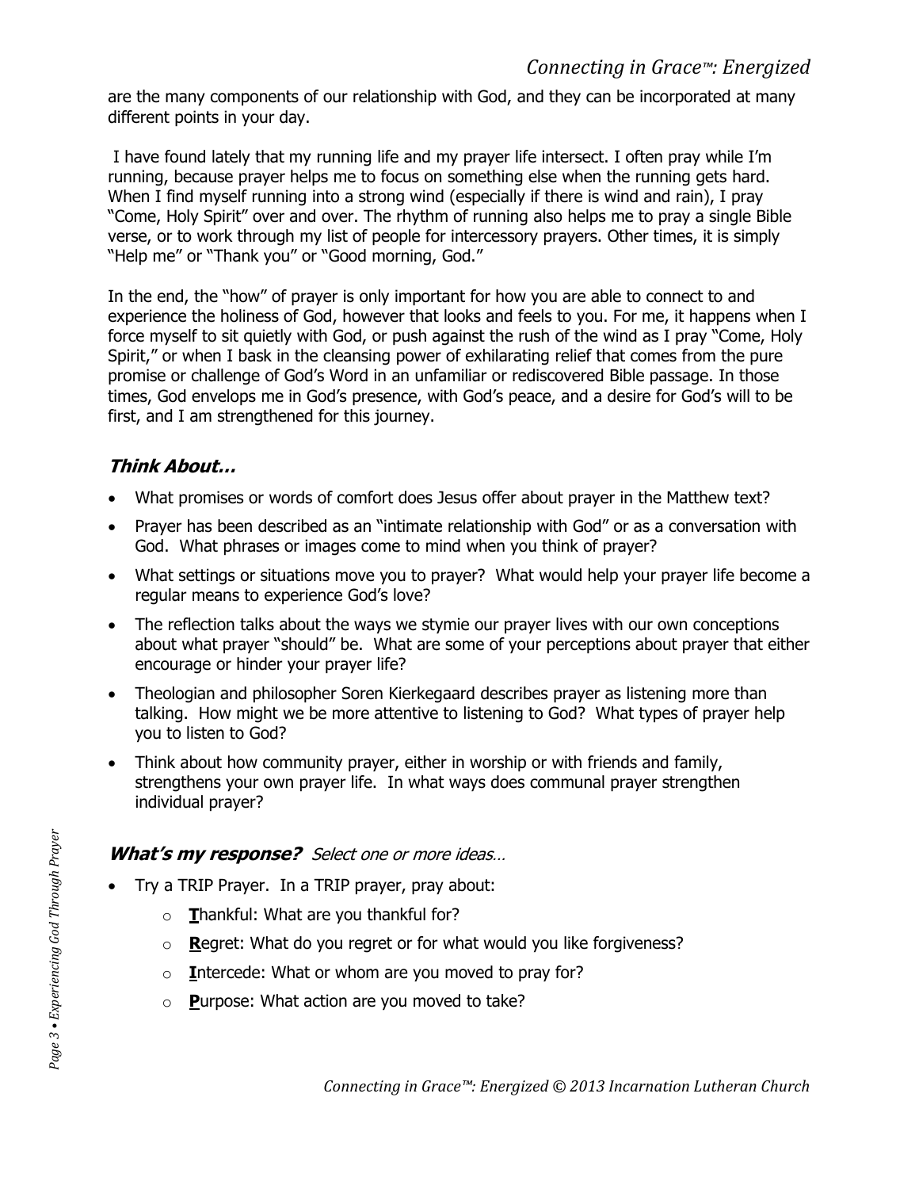are the many components of our relationship with God, and they can be incorporated at many different points in your day.

I have found lately that my running life and my prayer life intersect. I often pray while I'm running, because prayer helps me to focus on something else when the running gets hard. When I find myself running into a strong wind (especially if there is wind and rain), I pray "Come, Holy Spirit" over and over. The rhythm of running also helps me to pray a single Bible verse, or to work through my list of people for intercessory prayers. Other times, it is simply "Help me" or "Thank you" or "Good morning, God."

In the end, the "how" of prayer is only important for how you are able to connect to and experience the holiness of God, however that looks and feels to you. For me, it happens when I force myself to sit quietly with God, or push against the rush of the wind as I pray "Come, Holy Spirit," or when I bask in the cleansing power of exhilarating relief that comes from the pure promise or challenge of God's Word in an unfamiliar or rediscovered Bible passage. In those times, God envelops me in God's presence, with God's peace, and a desire for God's will to be first, and I am strengthened for this journey.

### *Think About…*

- What promises or words of comfort does Jesus offer about prayer in the Matthew text?
- Prayer has been described as an "intimate relationship with God" or as a conversation with God. What phrases or images come to mind when you think of prayer?
- What settings or situations move you to prayer? What would help your prayer life become a regular means to experience God's love?
- The reflection talks about the ways we stymie our prayer lives with our own conceptions about what prayer "should" be. What are some of your perceptions about prayer that either encourage or hinder your prayer life?
- Theologian and philosopher Soren Kierkegaard describes prayer as listening more than talking. How might we be more attentive to listening to God? What types of prayer help you to listen to God?
- Think about how community prayer, either in worship or with friends and family, strengthens your own prayer life. In what ways does communal prayer strengthen individual prayer?

### *What's my response?* *Select one or more ideas…*

- Try a TRIP Prayer. In a TRIP prayer, pray about:
  - **T**hankful: What are you thankful for?
  - **R**egret: What do you regret or for what would you like forgiveness?
  - **I**ntercede: What or whom are you moved to pray for?
  - **P**urpose: What action are you moved to take?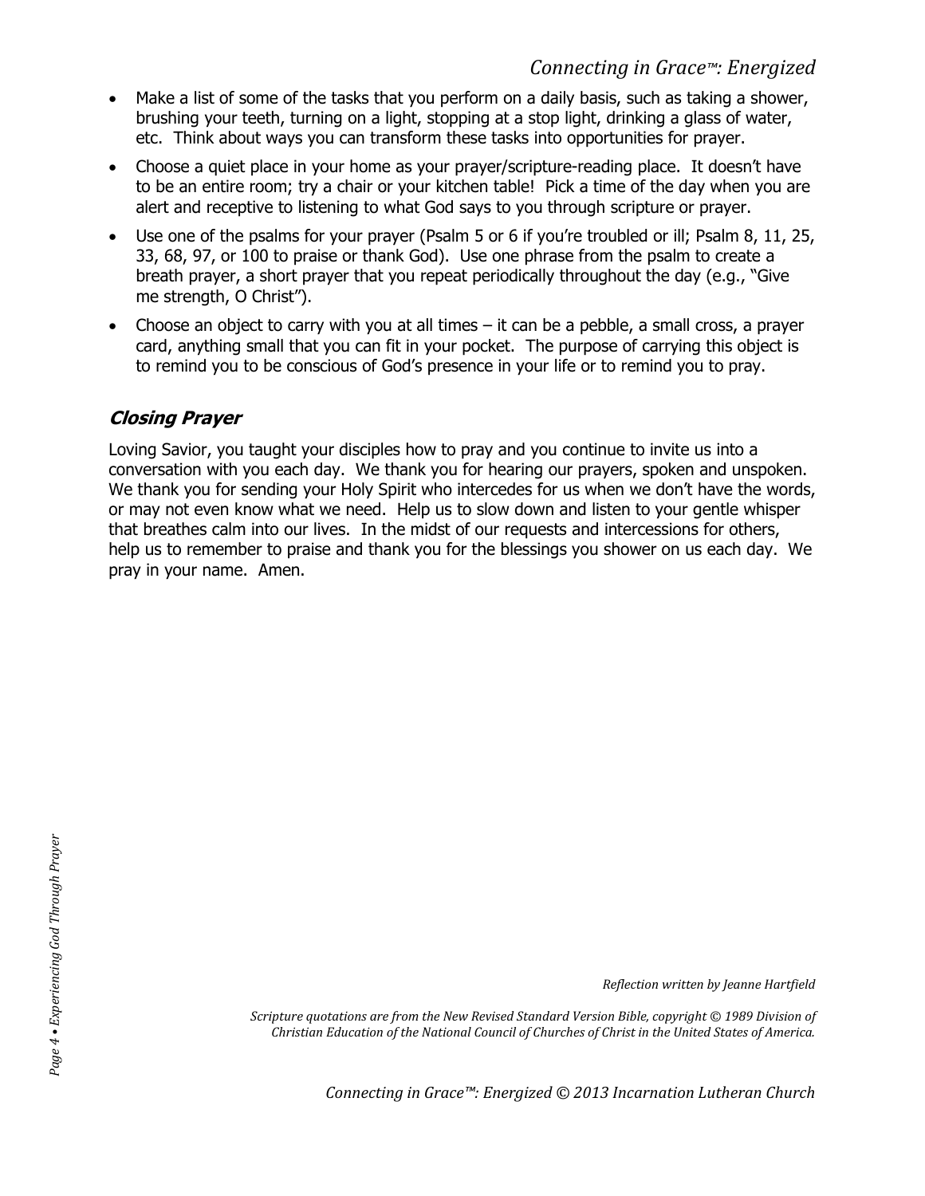- Make a list of some of the tasks that you perform on a daily basis, such as taking a shower, brushing your teeth, turning on a light, stopping at a stop light, drinking a glass of water, etc. Think about ways you can transform these tasks into opportunities for prayer.
- Choose a quiet place in your home as your prayer/scripture-reading place. It doesn't have to be an entire room; try a chair or your kitchen table! Pick a time of the day when you are alert and receptive to listening to what God says to you through scripture or prayer.
- Use one of the psalms for your prayer (Psalm 5 or 6 if you're troubled or ill; Psalm 8, 11, 25, 33, 68, 97, or 100 to praise or thank God). Use one phrase from the psalm to create a breath prayer, a short prayer that you repeat periodically throughout the day (e.g., "Give me strength, O Christ").
- Choose an object to carry with you at all times – it can be a pebble, a small cross, a prayer card, anything small that you can fit in your pocket. The purpose of carrying this object is to remind you to be conscious of God's presence in your life or to remind you to pray.

## *Closing Prayer*

Loving Savior, you taught your disciples how to pray and you continue to invite us into a conversation with you each day. We thank you for hearing our prayers, spoken and unspoken. We thank you for sending your Holy Spirit who intercedes for us when we don't have the words, or may not even know what we need. Help us to slow down and listen to your gentle whisper that breathes calm into our lives. In the midst of our requests and intercessions for others, help us to remember to praise and thank you for the blessings you shower on us each day. We pray in your name. Amen.

*Reflection written by Jeanne Hartfield*

*Scripture quotations are from the New Revised Standard Version Bible, copyright © 1989 Division of Christian Education of the National Council of Churches of Christ in the United States of America.*

*Connecting in Grace™: Energized © 2013 Incarnation Lutheran Church*